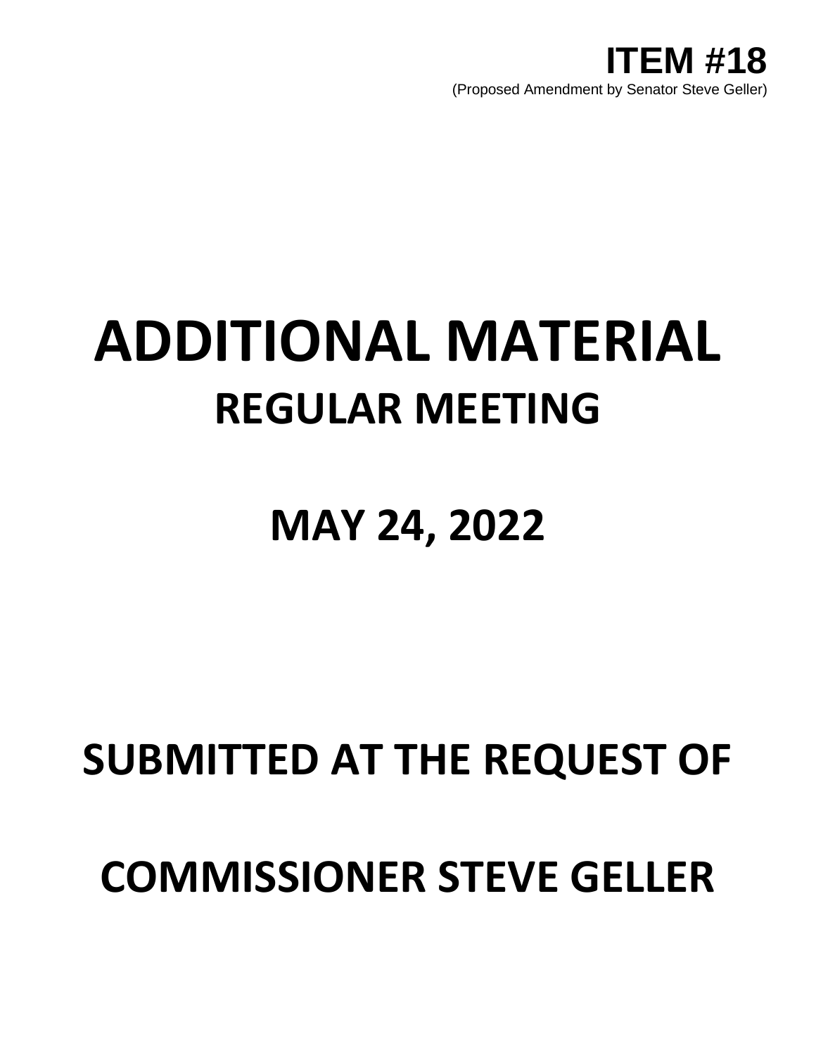**ITEM #18**
(Proposed Amendment by Senator Steve Geller)

# ADDITIONAL MATERIAL

## REGULAR MEETING

## MAY 24, 2022

## SUBMITTED AT THE REQUEST OF

## COMMISSIONER STEVE GELLER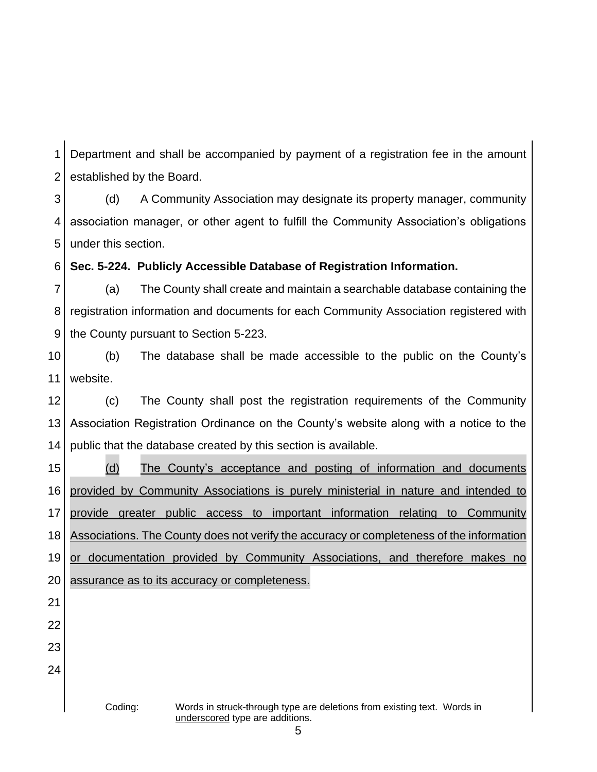Department and shall be accompanied by payment of a registration fee in the amount established by the Board.

(d) A Community Association may designate its property manager, community association manager, or other agent to fulfill the Community Association's obligations under this section.

**Sec. 5-224. Publicly Accessible Database of Registration Information.**

(a) The County shall create and maintain a searchable database containing the registration information and documents for each Community Association registered with the County pursuant to Section 5-223.

(b) The database shall be made accessible to the public on the County's website.

(c) The County shall post the registration requirements of the Community Association Registration Ordinance on the County's website along with a notice to the public that the database created by this section is available.

<u>(d) The County's acceptance and posting of information and documents provided by Community Associations is purely ministerial in nature and intended to provide greater public access to important information relating to Community Associations. The County does not verify the accuracy or completeness of the information or documentation provided by Community Associations, and therefore makes no assurance as to its accuracy or completeness.</u>

Coding: Words in ~~struck-through~~ type are deletions from existing text. Words in <u>underscored</u> type are additions.